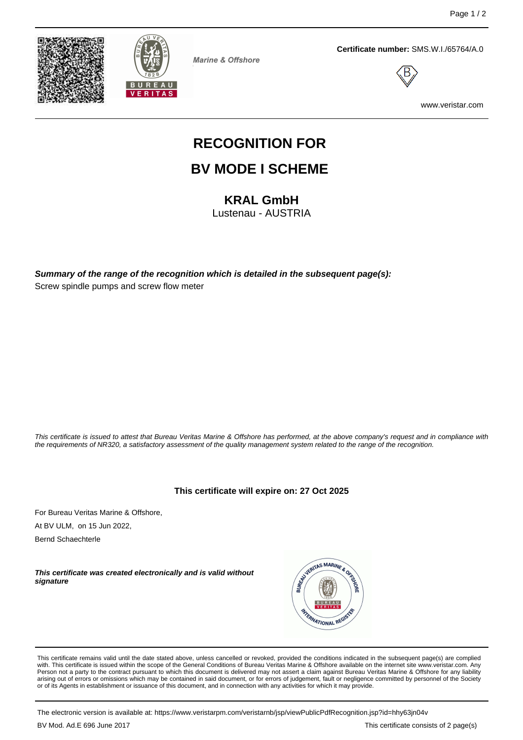Marine & Offshore

**Certificate number:** SMS.W.I./65764/A.0

www.veristar.com

# RECOGNITION FOR

# BV MODE I SCHEME

## KRAL GmbH

Lustenau - AUSTRIA

***Summary of the range of the recognition which is detailed in the subsequent page(s):***

Screw spindle pumps and screw flow meter

*This certificate is issued to attest that Bureau Veritas Marine & Offshore has performed, at the above company's request and in compliance with the requirements of NR320, a satisfactory assessment of the quality management system related to the range of the recognition.*

**This certificate will expire on: 27 Oct 2025**

For Bureau Veritas Marine & Offshore,

At BV ULM, on 15 Jun 2022,

Bernd Schaechterle

***This certificate was created electronically and is valid without signature***

This certificate remains valid until the date stated above, unless cancelled or revoked, provided the conditions indicated in the subsequent page(s) are complied with. This certificate is issued within the scope of the General Conditions of Bureau Veritas Marine & Offshore available on the internet site www.veristar.com. Any Person not a party to the contract pursuant to which this document is delivered may not assert a claim against Bureau Veritas Marine & Offshore for any liability arising out of errors or omissions which may be contained in said document, or for errors of judgement, fault or negligence committed by personnel of the Society or of its Agents in establishment or issuance of this document, and in connection with any activities for which it may provide.

The electronic version is available at: https://www.veristarpm.com/veristarnb/jsp/viewPublicPdfRecognition.jsp?id=hhy63jn04v

BV Mod. Ad.E 696 June 2017

This certificate consists of 2 page(s)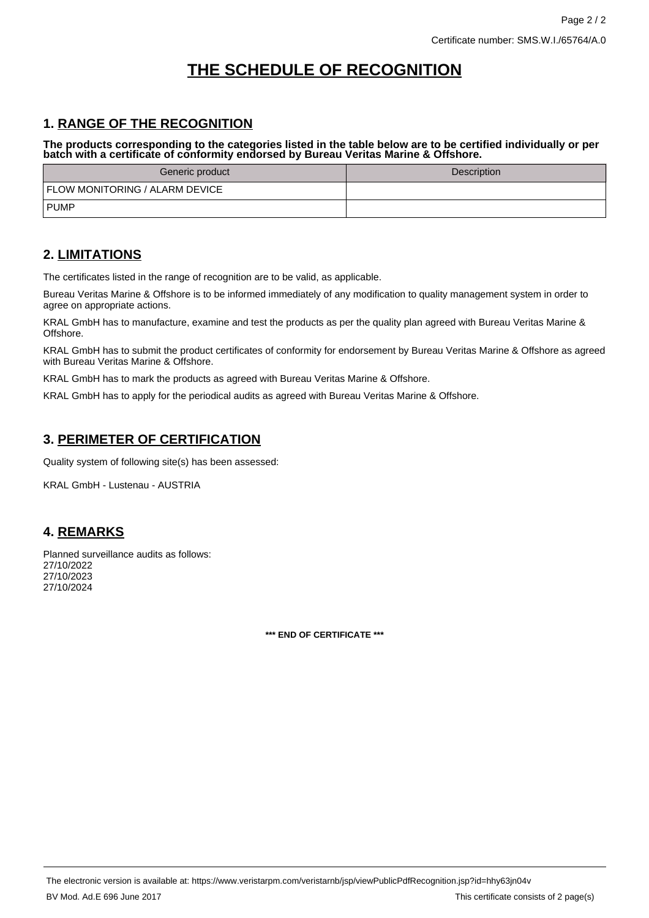# THE SCHEDULE OF RECOGNITION

## 1. RANGE OF THE RECOGNITION

**The products corresponding to the categories listed in the table below are to be certified individually or per batch with a certificate of conformity endorsed by Bureau Veritas Marine & Offshore.**

| Generic product | Description |
|---|---|
| FLOW MONITORING / ALARM DEVICE | |
| PUMP | |

## 2. LIMITATIONS

The certificates listed in the range of recognition are to be valid, as applicable.

Bureau Veritas Marine & Offshore is to be informed immediately of any modification to quality management system in order to agree on appropriate actions.

KRAL GmbH has to manufacture, examine and test the products as per the quality plan agreed with Bureau Veritas Marine & Offshore.

KRAL GmbH has to submit the product certificates of conformity for endorsement by Bureau Veritas Marine & Offshore as agreed with Bureau Veritas Marine & Offshore.

KRAL GmbH has to mark the products as agreed with Bureau Veritas Marine & Offshore.

KRAL GmbH has to apply for the periodical audits as agreed with Bureau Veritas Marine & Offshore.

## 3. PERIMETER OF CERTIFICATION

Quality system of following site(s) has been assessed:

KRAL GmbH - Lustenau - AUSTRIA

## 4. REMARKS

Planned surveillance audits as follows:
27/10/2022
27/10/2023
27/10/2024

**\*\*\* END OF CERTIFICATE \*\*\***

The electronic version is available at: https://www.veristarpm.com/veristarnb/jsp/viewPublicPdfRecognition.jsp?id=hhy63jn04v

BV Mod. Ad.E 696 June 2017

This certificate consists of 2 page(s)